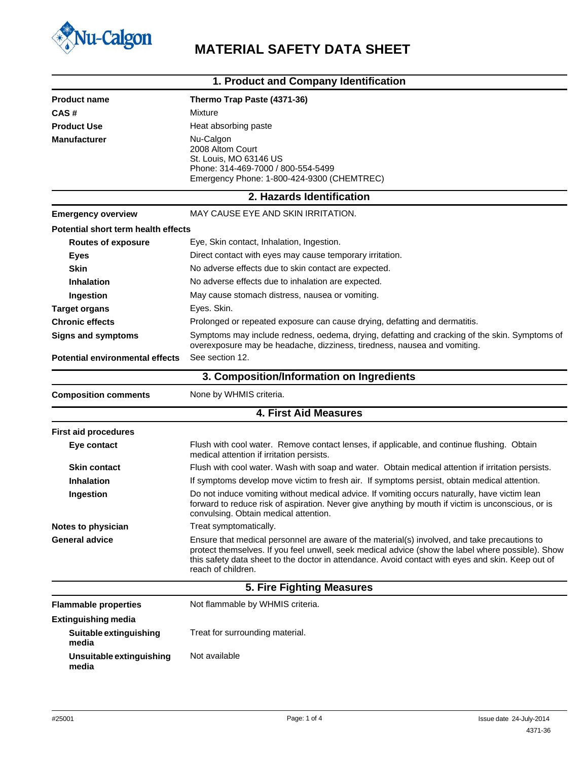Nu-Calgon

# MATERIAL SAFETY DATA SHEET

## 1. Product and Company Identification

| | |
|---|---|
| **Product name** | **Thermo Trap Paste (4371-36)** |
| **CAS #** | Mixture |
| **Product Use** | Heat absorbing paste |
| **Manufacturer** | Nu-Calgon<br>2008 Altom Court<br>St. Louis, MO 63146 US<br>Phone: 314-469-7000 / 800-554-5499<br>Emergency Phone: 1-800-424-9300 (CHEMTREC) |

## 2. Hazards Identification

**Emergency overview** MAY CAUSE EYE AND SKIN IRRITATION.

**Potential short term health effects**

| | |
|---|---|
| **Routes of exposure** | Eye, Skin contact, Inhalation, Ingestion. |
| **Eyes** | Direct contact with eyes may cause temporary irritation. |
| **Skin** | No adverse effects due to skin contact are expected. |
| **Inhalation** | No adverse effects due to inhalation are expected. |
| **Ingestion** | May cause stomach distress, nausea or vomiting. |
| **Target organs** | Eyes. Skin. |
| **Chronic effects** | Prolonged or repeated exposure can cause drying, defatting and dermatitis. |
| **Signs and symptoms** | Symptoms may include redness, oedema, drying, defatting and cracking of the skin. Symptoms of overexposure may be headache, dizziness, tiredness, nausea and vomiting. |
| **Potential environmental effects** | See section 12. |

## 3. Composition/Information on Ingredients

**Composition comments** None by WHMIS criteria.

## 4. First Aid Measures

**First aid procedures**

| | |
|---|---|
| **Eye contact** | Flush with cool water. Remove contact lenses, if applicable, and continue flushing. Obtain medical attention if irritation persists. |
| **Skin contact** | Flush with cool water. Wash with soap and water. Obtain medical attention if irritation persists. |
| **Inhalation** | If symptoms develop move victim to fresh air. If symptoms persist, obtain medical attention. |
| **Ingestion** | Do not induce vomiting without medical advice. If vomiting occurs naturally, have victim lean forward to reduce risk of aspiration. Never give anything by mouth if victim is unconscious, or is convulsing. Obtain medical attention. |
| **Notes to physician** | Treat symptomatically. |
| **General advice** | Ensure that medical personnel are aware of the material(s) involved, and take precautions to protect themselves. If you feel unwell, seek medical advice (show the label where possible). Show this safety data sheet to the doctor in attendance. Avoid contact with eyes and skin. Keep out of reach of children. |

## 5. Fire Fighting Measures

| | |
|---|---|
| **Flammable properties** | Not flammable by WHMIS criteria. |

**Extinguishing media**

| | |
|---|---|
| **Suitable extinguishing media** | Treat for surrounding material. |
| **Unsuitable extinguishing media** | Not available |

#25001 Issue date 24-July-2014 4371-36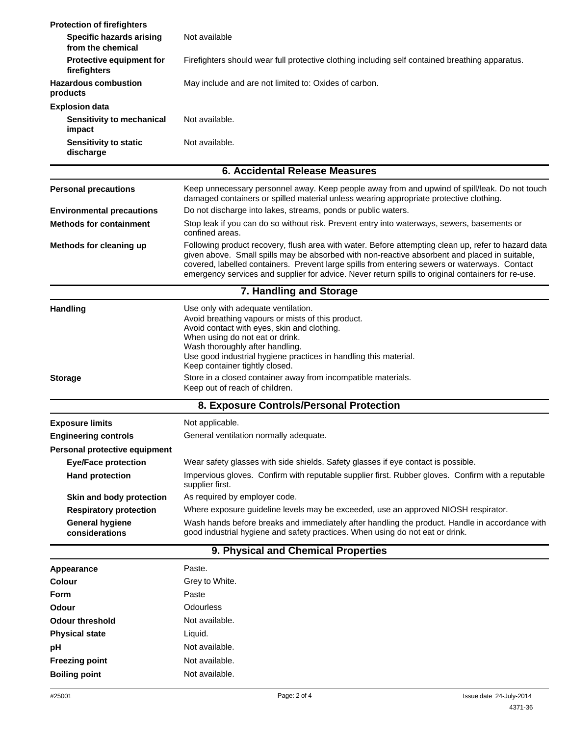**Protection of firefighters**

| | |
|---|---|
| **Specific hazards arising from the chemical** | Not available |
| **Protective equipment for firefighters** | Firefighters should wear full protective clothing including self contained breathing apparatus. |
| **Hazardous combustion products** | May include and are not limited to: Oxides of carbon. |

**Explosion data**

| | |
|---|---|
| **Sensitivity to mechanical impact** | Not available. |
| **Sensitivity to static discharge** | Not available. |

## 6. Accidental Release Measures

| | |
|---|---|
| **Personal precautions** | Keep unnecessary personnel away. Keep people away from and upwind of spill/leak. Do not touch damaged containers or spilled material unless wearing appropriate protective clothing. |
| **Environmental precautions** | Do not discharge into lakes, streams, ponds or public waters. |
| **Methods for containment** | Stop leak if you can do so without risk. Prevent entry into waterways, sewers, basements or confined areas. |
| **Methods for cleaning up** | Following product recovery, flush area with water. Before attempting clean up, refer to hazard data given above. Small spills may be absorbed with non-reactive absorbent and placed in suitable, covered, labelled containers. Prevent large spills from entering sewers or waterways. Contact emergency services and supplier for advice. Never return spills to original containers for re-use. |

## 7. Handling and Storage

**Handling**

Use only with adequate ventilation.
Avoid breathing vapours or mists of this product.
Avoid contact with eyes, skin and clothing.
When using do not eat or drink.
Wash thoroughly after handling.
Use good industrial hygiene practices in handling this material.
Keep container tightly closed.

**Storage**

Store in a closed container away from incompatible materials.
Keep out of reach of children.

## 8. Exposure Controls/Personal Protection

| | |
|---|---|
| **Exposure limits** | Not applicable. |
| **Engineering controls** | General ventilation normally adequate. |

**Personal protective equipment**

| | |
|---|---|
| **Eye/Face protection** | Wear safety glasses with side shields. Safety glasses if eye contact is possible. |
| **Hand protection** | Impervious gloves. Confirm with reputable supplier first. Rubber gloves. Confirm with a reputable supplier first. |
| **Skin and body protection** | As required by employer code. |
| **Respiratory protection** | Where exposure guideline levels may be exceeded, use an approved NIOSH respirator. |
| **General hygiene considerations** | Wash hands before breaks and immediately after handling the product. Handle in accordance with good industrial hygiene and safety practices. When using do not eat or drink. |

## 9. Physical and Chemical Properties

| | |
|---|---|
| **Appearance** | Paste. |
| **Colour** | Grey to White. |
| **Form** | Paste |
| **Odour** | Odourless |
| **Odour threshold** | Not available. |
| **Physical state** | Liquid. |
| **pH** | Not available. |
| **Freezing point** | Not available. |
| **Boiling point** | Not available. |

#25001 Issue date 24-July-2014

4371-36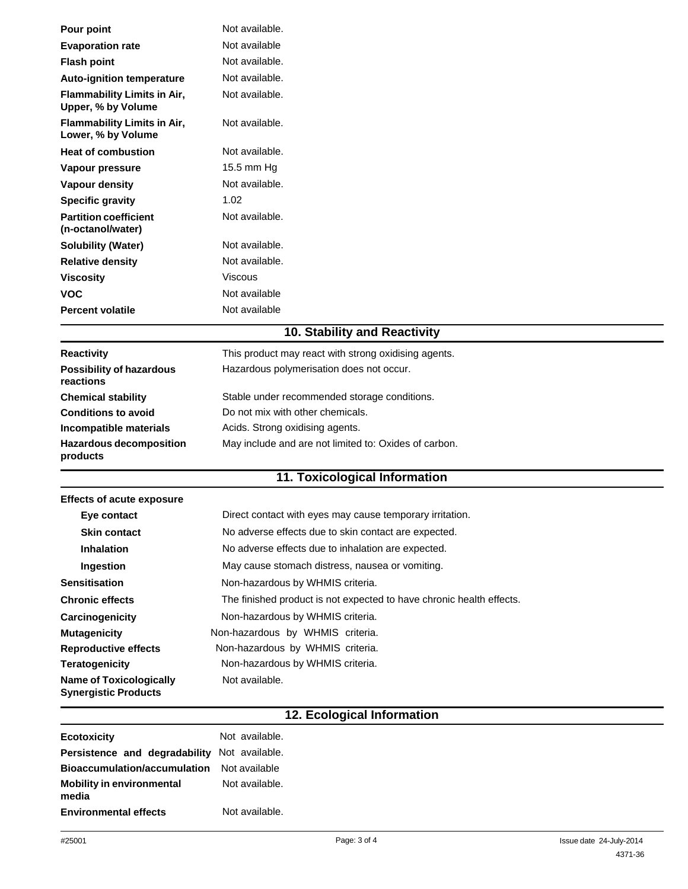| | |
|---|---|
| **Pour point** | Not available. |
| **Evaporation rate** | Not available |
| **Flash point** | Not available. |
| **Auto-ignition temperature** | Not available. |
| **Flammability Limits in Air, Upper, % by Volume** | Not available. |
| **Flammability Limits in Air, Lower, % by Volume** | Not available. |
| **Heat of combustion** | Not available. |
| **Vapour pressure** | 15.5 mm Hg |
| **Vapour density** | Not available. |
| **Specific gravity** | 1.02 |
| **Partition coefficient (n-octanol/water)** | Not available. |
| **Solubility (Water)** | Not available. |
| **Relative density** | Not available. |
| **Viscosity** | Viscous |
| **VOC** | Not available |
| **Percent volatile** | Not available |

## 10. Stability and Reactivity

| | |
|---|---|
| **Reactivity** | This product may react with strong oxidising agents. |
| **Possibility of hazardous reactions** | Hazardous polymerisation does not occur. |
| **Chemical stability** | Stable under recommended storage conditions. |
| **Conditions to avoid** | Do not mix with other chemicals. |
| **Incompatible materials** | Acids. Strong oxidising agents. |
| **Hazardous decomposition products** | May include and are not limited to: Oxides of carbon. |

## 11. Toxicological Information

| | |
|---|---|
| **Effects of acute exposure** | |
| **Eye contact** | Direct contact with eyes may cause temporary irritation. |
| **Skin contact** | No adverse effects due to skin contact are expected. |
| **Inhalation** | No adverse effects due to inhalation are expected. |
| **Ingestion** | May cause stomach distress, nausea or vomiting. |
| **Sensitisation** | Non-hazardous by WHMIS criteria. |
| **Chronic effects** | The finished product is not expected to have chronic health effects. |
| **Carcinogenicity** | Non-hazardous by WHMIS criteria. |
| **Mutagenicity** | Non-hazardous by WHMIS criteria. |
| **Reproductive effects** | Non-hazardous by WHMIS criteria. |
| **Teratogenicity** | Non-hazardous by WHMIS criteria. |
| **Name of Toxicologically Synergistic Products** | Not available. |

## 12. Ecological Information

| | |
|---|---|
| **Ecotoxicity** | Not available. |
| **Persistence and degradability** | Not available. |
| **Bioaccumulation/accumulation** | Not available |
| **Mobility in environmental media** | Not available. |
| **Environmental effects** | Not available. |

#25001 Issue date 24-July-2014

4371-36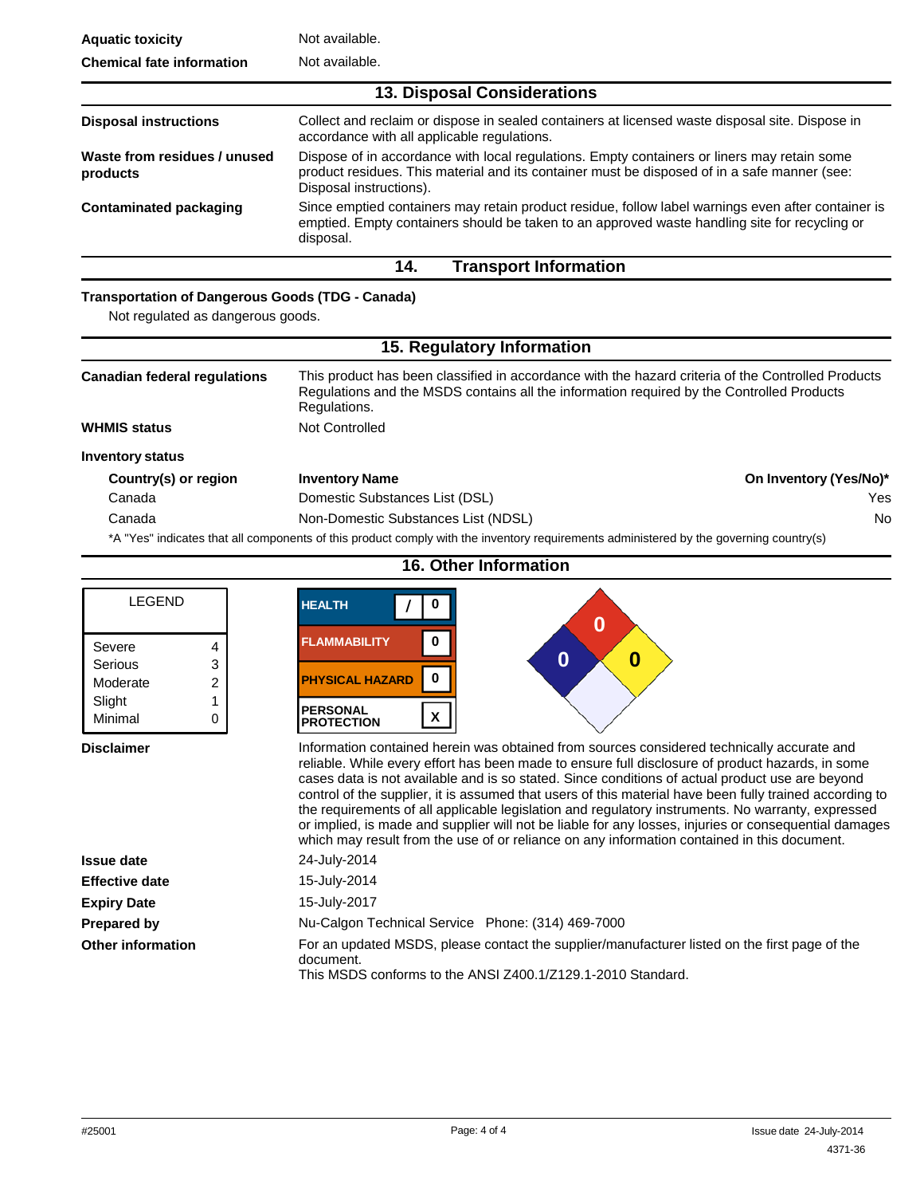| | |
|---|---|
| **Aquatic toxicity** | Not available. |
| **Chemical fate information** | Not available. |

## 13. Disposal Considerations

| | |
|---|---|
| **Disposal instructions** | Collect and reclaim or dispose in sealed containers at licensed waste disposal site. Dispose in accordance with all applicable regulations. |
| **Waste from residues / unused products** | Dispose of in accordance with local regulations. Empty containers or liners may retain some product residues. This material and its container must be disposed of in a safe manner (see: Disposal instructions). |
| **Contaminated packaging** | Since emptied containers may retain product residue, follow label warnings even after container is emptied. Empty containers should be taken to an approved waste handling site for recycling or disposal. |

## 14. Transport Information

**Transportation of Dangerous Goods (TDG - Canada)**

Not regulated as dangerous goods.

## 15. Regulatory Information

| | |
|---|---|
| **Canadian federal regulations** | This product has been classified in accordance with the hazard criteria of the Controlled Products Regulations and the MSDS contains all the information required by the Controlled Products Regulations. |
| **WHMIS status** | Not Controlled |

**Inventory status**

| Country(s) or region | Inventory Name | On Inventory (Yes/No)* |
|---|---|---|
| Canada | Domestic Substances List (DSL) | Yes |
| Canada | Non-Domestic Substances List (NDSL) | No |

*A "Yes" indicates that all components of this product comply with the inventory requirements administered by the governing country(s)

## 16. Other Information

| LEGEND | |
|---|---|
| Severe | 4 |
| Serious | 3 |
| Moderate | 2 |
| Slight | 1 |
| Minimal | 0 |

| | |
|---|---|
| HEALTH | / 0 |
| FLAMMABILITY | 0 |
| PHYSICAL HAZARD | 0 |
| PERSONAL PROTECTION | X |

0
0
0

| | |
|---|---|
| **Disclaimer** | Information contained herein was obtained from sources considered technically accurate and reliable. While every effort has been made to ensure full disclosure of product hazards, in some cases data is not available and is so stated. Since conditions of actual product use are beyond control of the supplier, it is assumed that users of this material have been fully trained according to the requirements of all applicable legislation and regulatory instruments. No warranty, expressed or implied, is made and supplier will not be liable for any losses, injuries or consequential damages which may result from the use of or reliance on any information contained in this document. |
| **Issue date** | 24-July-2014 |
| **Effective date** | 15-July-2014 |
| **Expiry Date** | 15-July-2017 |
| **Prepared by** | Nu-Calgon Technical Service Phone: (314) 469-7000 |
| **Other information** | For an updated MSDS, please contact the supplier/manufacturer listed on the first page of the document. This MSDS conforms to the ANSI Z400.1/Z129.1-2010 Standard. |

#25001

4371-36